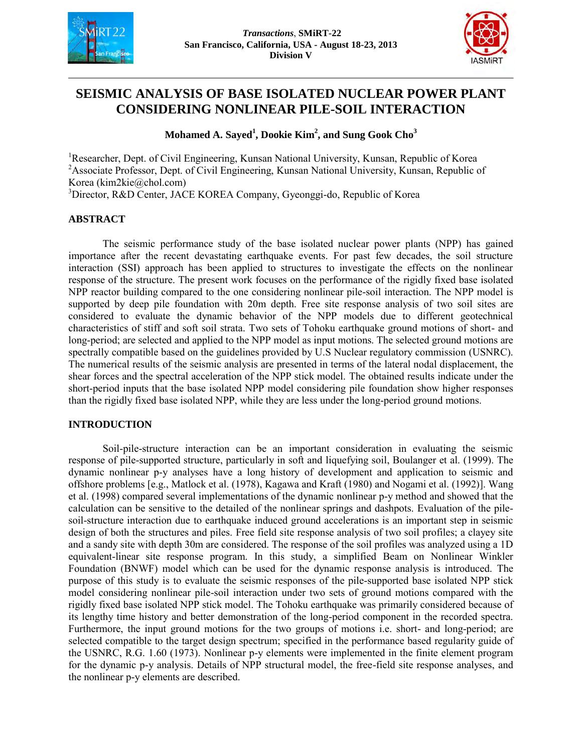# SEISMIC ANALYSIS OF BASE ISOLATED NUCLEAR POWER PLANT CONSIDERING NONLINEAR PILE-SOIL INTERACTION

**Mohamed A. Sayed[1], Dookie Kim[2], and Sung Gook Cho[3]**

[1]Researcher, Dept. of Civil Engineering, Kunsan National University, Kunsan, Republic of Korea
[2]Associate Professor, Dept. of Civil Engineering, Kunsan National University, Kunsan, Republic of Korea (kim2kie@chol.com)
[3]Director, R&D Center, JACE KOREA Company, Gyeonggi-do, Republic of Korea

## ABSTRACT

The seismic performance study of the base isolated nuclear power plants (NPP) has gained importance after the recent devastating earthquake events. For past few decades, the soil structure interaction (SSI) approach has been applied to structures to investigate the effects on the nonlinear response of the structure. The present work focuses on the performance of the rigidly fixed base isolated NPP reactor building compared to the one considering nonlinear pile-soil interaction. The NPP model is supported by deep pile foundation with 20m depth. Free site response analysis of two soil sites are considered to evaluate the dynamic behavior of the NPP models due to different geotechnical characteristics of stiff and soft soil strata. Two sets of Tohoku earthquake ground motions of short- and long-period; are selected and applied to the NPP model as input motions. The selected ground motions are spectrally compatible based on the guidelines provided by U.S Nuclear regulatory commission (USNRC). The numerical results of the seismic analysis are presented in terms of the lateral nodal displacement, the shear forces and the spectral acceleration of the NPP stick model. The obtained results indicate under the short-period inputs that the base isolated NPP model considering pile foundation show higher responses than the rigidly fixed base isolated NPP, while they are less under the long-period ground motions.

## INTRODUCTION

Soil-pile-structure interaction can be an important consideration in evaluating the seismic response of pile-supported structure, particularly in soft and liquefying soil, Boulanger et al. (1999). The dynamic nonlinear p-y analyses have a long history of development and application to seismic and offshore problems [e.g., Matlock et al. (1978), Kagawa and Kraft (1980) and Nogami et al. (1992)]. Wang et al. (1998) compared several implementations of the dynamic nonlinear p-y method and showed that the calculation can be sensitive to the detailed of the nonlinear springs and dashpots. Evaluation of the pile-soil-structure interaction due to earthquake induced ground accelerations is an important step in seismic design of both the structures and piles. Free field site response analysis of two soil profiles; a clayey site and a sandy site with depth 30m are considered. The response of the soil profiles was analyzed using a 1D equivalent-linear site response program. In this study, a simplified Beam on Nonlinear Winkler Foundation (BNWF) model which can be used for the dynamic response analysis is introduced. The purpose of this study is to evaluate the seismic responses of the pile-supported base isolated NPP stick model considering nonlinear pile-soil interaction under two sets of ground motions compared with the rigidly fixed base isolated NPP stick model. The Tohoku earthquake was primarily considered because of its lengthy time history and better demonstration of the long-period component in the recorded spectra. Furthermore, the input ground motions for the two groups of motions i.e. short- and long-period; are selected compatible to the target design spectrum; specified in the performance based regularity guide of the USNRC, R.G. 1.60 (1973). Nonlinear p-y elements were implemented in the finite element program for the dynamic p-y analysis. Details of NPP structural model, the free-field site response analyses, and the nonlinear p-y elements are described.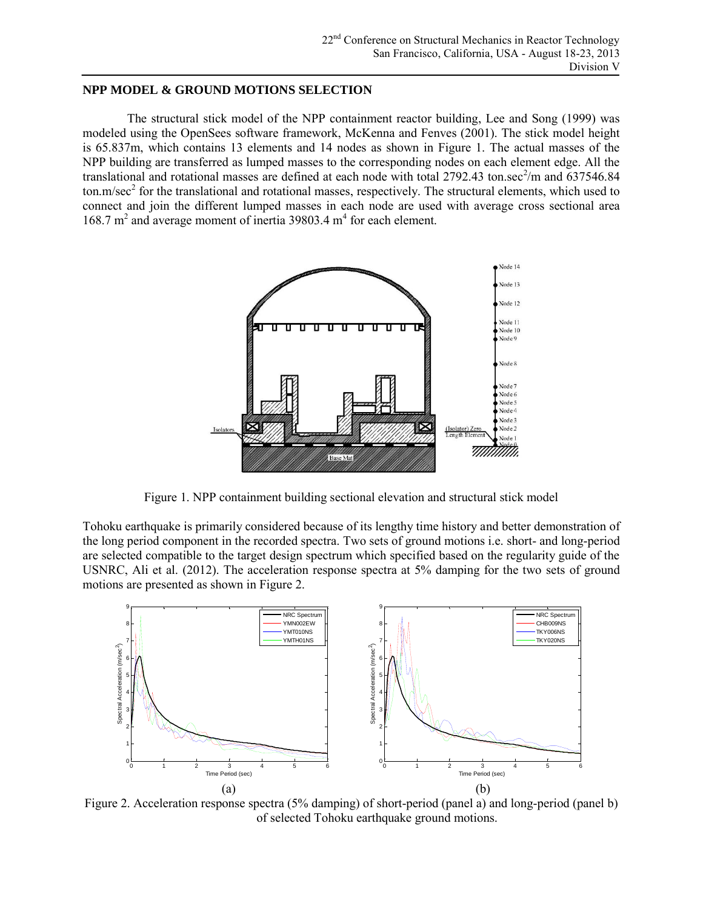## NPP MODEL & GROUND MOTIONS SELECTION

The structural stick model of the NPP containment reactor building, Lee and Song (1999) was modeled using the OpenSees software framework, McKenna and Fenves (2001). The stick model height is 65.837m, which contains 13 elements and 14 nodes as shown in Figure 1. The actual masses of the NPP building are transferred as lumped masses to the corresponding nodes on each element edge. All the translational and rotational masses are defined at each node with total 2792.43 ton.sec$^2$/m and 637546.84 ton.m/sec$^2$ for the translational and rotational masses, respectively. The structural elements, which used to connect and join the different lumped masses in each node are used with average cross sectional area 168.7 m$^2$ and average moment of inertia 39803.4 m$^4$ for each element.

Figure 1. NPP containment building sectional elevation and structural stick model

Tohoku earthquake is primarily considered because of its lengthy time history and better demonstration of the long period component in the recorded spectra. Two sets of ground motions i.e. short- and long-period are selected compatible to the target design spectrum which specified based on the regularity guide of the USNRC, Ali et al. (2012). The acceleration response spectra at 5% damping for the two sets of ground motions are presented as shown in Figure 2.

(a) (b)

Figure 2. Acceleration response spectra (5% damping) of short-period (panel a) and long-period (panel b) of selected Tohoku earthquake ground motions.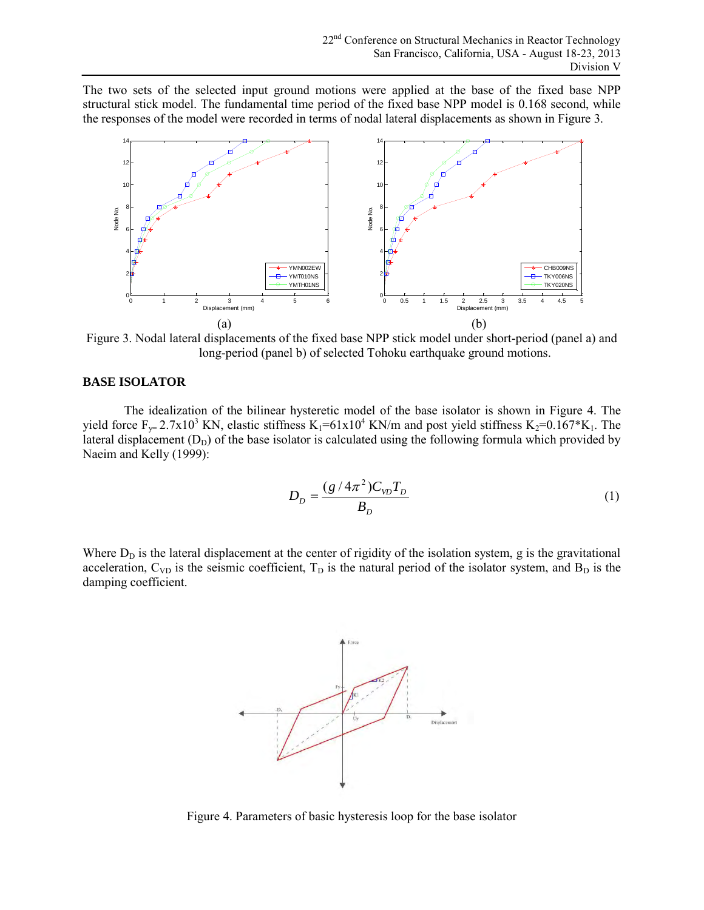The two sets of the selected input ground motions were applied at the base of the fixed base NPP structural stick model. The fundamental time period of the fixed base NPP model is 0.168 second, while the responses of the model were recorded in terms of nodal lateral displacements as shown in Figure 3.

Figure 3. Nodal lateral displacements of the fixed base NPP stick model under short-period (panel a) and long-period (panel b) of selected Tohoku earthquake ground motions.

## BASE ISOLATOR

The idealization of the bilinear hysteretic model of the base isolator is shown in Figure 4. The yield force $F_y = 2.7\text{x}10^3$ KN, elastic stiffness $K_1 = 61\text{x}10^4$ KN/m and post yield stiffness $K_2 = 0.167 * K_1$. The lateral displacement ($D_D$) of the base isolator is calculated using the following formula which provided by Naeim and Kelly (1999):

$$D_D = \frac{(g/4\pi^2)C_{VD}T_D}{B_D} \tag{1}$$

Where $D_D$ is the lateral displacement at the center of rigidity of the isolation system, g is the gravitational acceleration, $C_{VD}$ is the seismic coefficient, $T_D$ is the natural period of the isolator system, and $B_D$ is the damping coefficient.

Figure 4. Parameters of basic hysteresis loop for the base isolator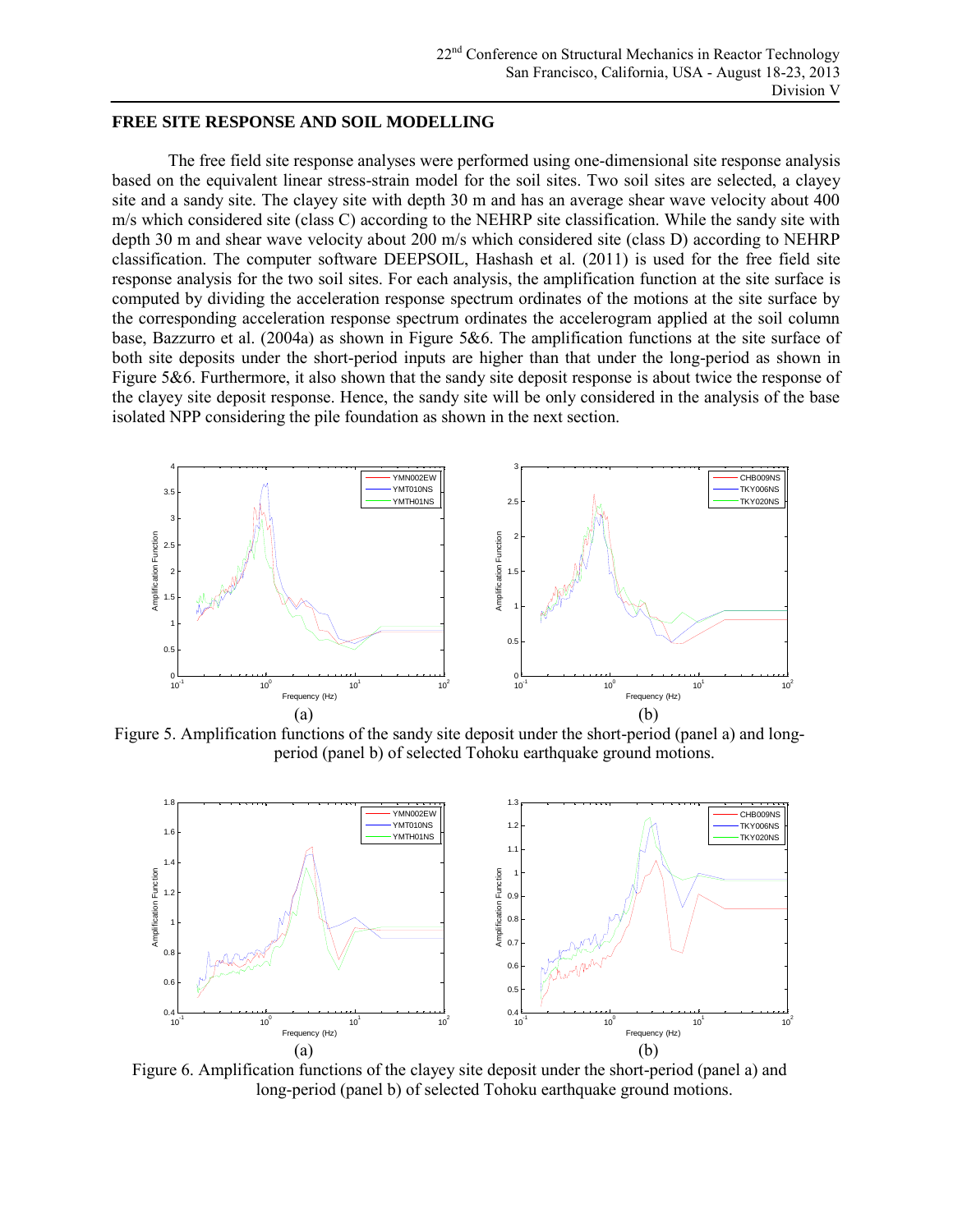## FREE SITE RESPONSE AND SOIL MODELLING

The free field site response analyses were performed using one-dimensional site response analysis based on the equivalent linear stress-strain model for the soil sites. Two soil sites are selected, a clayey site and a sandy site. The clayey site with depth 30 m and has an average shear wave velocity about 400 m/s which considered site (class C) according to the NEHRP site classification. While the sandy site with depth 30 m and shear wave velocity about 200 m/s which considered site (class D) according to NEHRP classification. The computer software DEEPSOIL, Hashash et al. (2011) is used for the free field site response analysis for the two soil sites. For each analysis, the amplification function at the site surface is computed by dividing the acceleration response spectrum ordinates of the motions at the site surface by the corresponding acceleration response spectrum ordinates the accelerogram applied at the soil column base, Bazzurro et al. (2004a) as shown in Figure 5&6. The amplification functions at the site surface of both site deposits under the short-period inputs are higher than that under the long-period as shown in Figure 5&6. Furthermore, it also shown that the sandy site deposit response is about twice the response of the clayey site deposit response. Hence, the sandy site will be only considered in the analysis of the base isolated NPP considering the pile foundation as shown in the next section.

(a) (b)

Figure 5. Amplification functions of the sandy site deposit under the short-period (panel a) and long-period (panel b) of selected Tohoku earthquake ground motions.

(a) (b)

Figure 6. Amplification functions of the clayey site deposit under the short-period (panel a) and long-period (panel b) of selected Tohoku earthquake ground motions.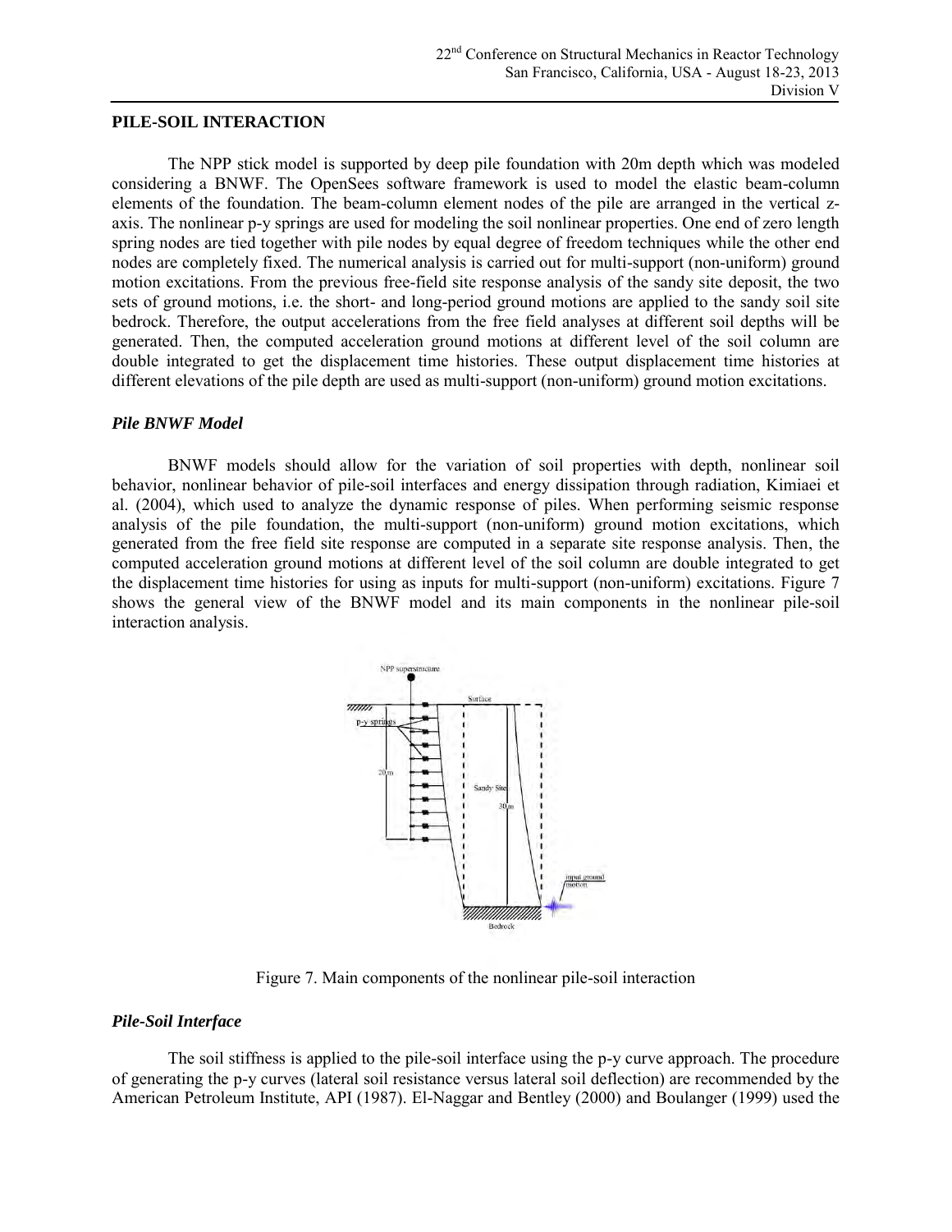## PILE-SOIL INTERACTION

The NPP stick model is supported by deep pile foundation with 20m depth which was modeled considering a BNWF. The OpenSees software framework is used to model the elastic beam-column elements of the foundation. The beam-column element nodes of the pile are arranged in the vertical z-axis. The nonlinear p-y springs are used for modeling the soil nonlinear properties. One end of zero length spring nodes are tied together with pile nodes by equal degree of freedom techniques while the other end nodes are completely fixed. The numerical analysis is carried out for multi-support (non-uniform) ground motion excitations. From the previous free-field site response analysis of the sandy site deposit, the two sets of ground motions, i.e. the short- and long-period ground motions are applied to the sandy soil site bedrock. Therefore, the output accelerations from the free field analyses at different soil depths will be generated. Then, the computed acceleration ground motions at different level of the soil column are double integrated to get the displacement time histories. These output displacement time histories at different elevations of the pile depth are used as multi-support (non-uniform) ground motion excitations.

### *Pile BNWF Model*

BNWF models should allow for the variation of soil properties with depth, nonlinear soil behavior, nonlinear behavior of pile-soil interfaces and energy dissipation through radiation, Kimiaei et al. (2004), which used to analyze the dynamic response of piles. When performing seismic response analysis of the pile foundation, the multi-support (non-uniform) ground motion excitations, which generated from the free field site response are computed in a separate site response analysis. Then, the computed acceleration ground motions at different level of the soil column are double integrated to get the displacement time histories for using as inputs for multi-support (non-uniform) excitations. Figure 7 shows the general view of the BNWF model and its main components in the nonlinear pile-soil interaction analysis.

Figure 7. Main components of the nonlinear pile-soil interaction

### *Pile-Soil Interface*

The soil stiffness is applied to the pile-soil interface using the p-y curve approach. The procedure of generating the p-y curves (lateral soil resistance versus lateral soil deflection) are recommended by the American Petroleum Institute, API (1987). El-Naggar and Bentley (2000) and Boulanger (1999) used the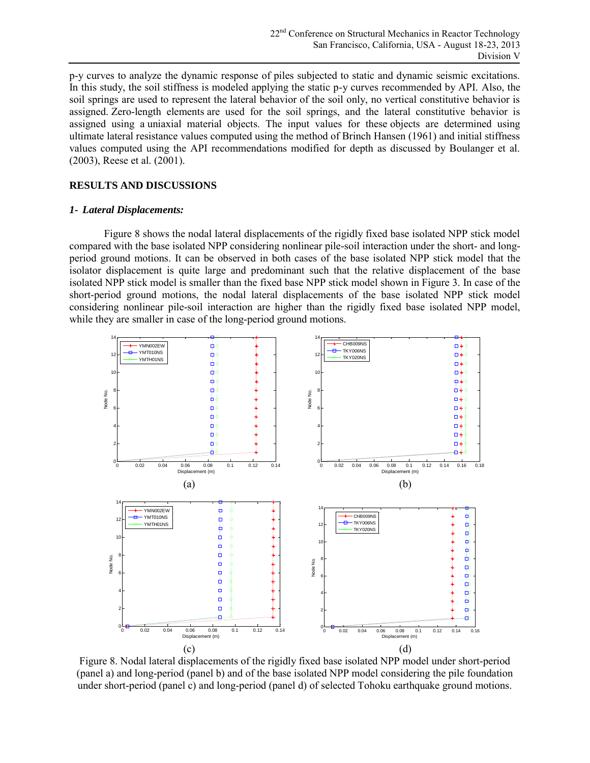p-y curves to analyze the dynamic response of piles subjected to static and dynamic seismic excitations. In this study, the soil stiffness is modeled applying the static p-y curves recommended by API. Also, the soil springs are used to represent the lateral behavior of the soil only, no vertical constitutive behavior is assigned. Zero-length elements are used for the soil springs, and the lateral constitutive behavior is assigned using a uniaxial material objects. The input values for these objects are determined using ultimate lateral resistance values computed using the method of Brinch Hansen (1961) and initial stiffness values computed using the API recommendations modified for depth as discussed by Boulanger et al. (2003), Reese et al. (2001).

## RESULTS AND DISCUSSIONS

### *1- Lateral Displacements:*

Figure 8 shows the nodal lateral displacements of the rigidly fixed base isolated NPP stick model compared with the base isolated NPP considering nonlinear pile-soil interaction under the short- and long-period ground motions. It can be observed in both cases of the base isolated NPP stick model that the isolator displacement is quite large and predominant such that the relative displacement of the base isolated NPP stick model is smaller than the fixed base NPP stick model shown in Figure 3. In case of the short-period ground motions, the nodal lateral displacements of the base isolated NPP stick model considering nonlinear pile-soil interaction are higher than the rigidly fixed base isolated NPP model, while they are smaller in case of the long-period ground motions.

(a)

(b)

(c)

(d)

Figure 8. Nodal lateral displacements of the rigidly fixed base isolated NPP model under short-period (panel a) and long-period (panel b) and of the base isolated NPP model considering the pile foundation under short-period (panel c) and long-period (panel d) of selected Tohoku earthquake ground motions.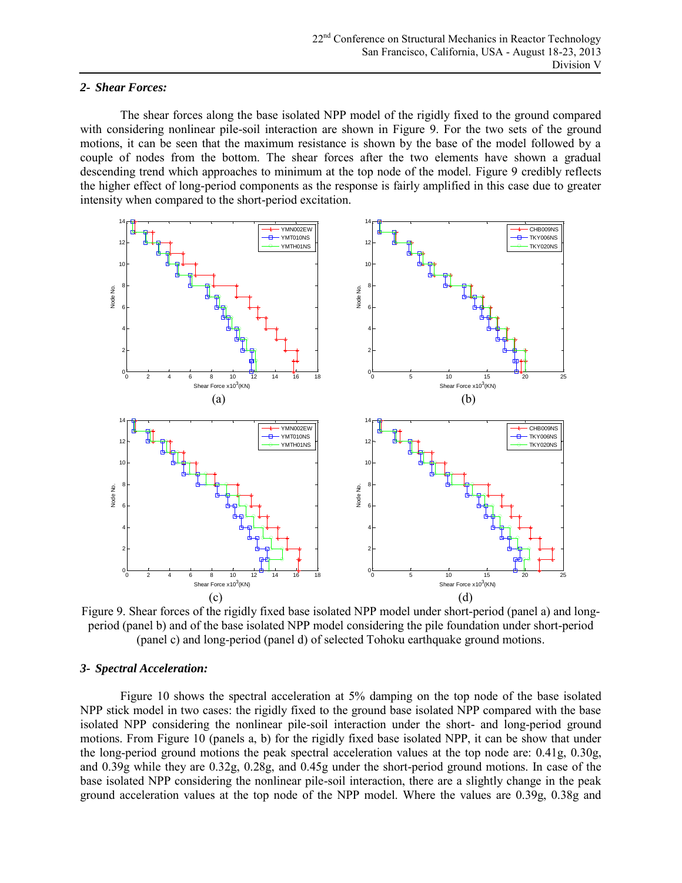### *2- Shear Forces:*

The shear forces along the base isolated NPP model of the rigidly fixed to the ground compared with considering nonlinear pile-soil interaction are shown in Figure 9. For the two sets of the ground motions, it can be seen that the maximum resistance is shown by the base of the model followed by a couple of nodes from the bottom. The shear forces after the two elements have shown a gradual descending trend which approaches to minimum at the top node of the model. Figure 9 credibly reflects the higher effect of long-period components as the response is fairly amplified in this case due to greater intensity when compared to the short-period excitation.

Figure 9. Shear forces of the rigidly fixed base isolated NPP model under short-period (panel a) and long-period (panel b) and of the base isolated NPP model considering the pile foundation under short-period (panel c) and long-period (panel d) of selected Tohoku earthquake ground motions.

### *3- Spectral Acceleration:*

Figure 10 shows the spectral acceleration at 5% damping on the top node of the base isolated NPP stick model in two cases: the rigidly fixed to the ground base isolated NPP compared with the base isolated NPP considering the nonlinear pile-soil interaction under the short- and long-period ground motions. From Figure 10 (panels a, b) for the rigidly fixed base isolated NPP, it can be show that under the long-period ground motions the peak spectral acceleration values at the top node are: 0.41g, 0.30g, and 0.39g while they are 0.32g, 0.28g, and 0.45g under the short-period ground motions. In case of the base isolated NPP considering the nonlinear pile-soil interaction, there are a slightly change in the peak ground acceleration values at the top node of the NPP model. Where the values are 0.39g, 0.38g and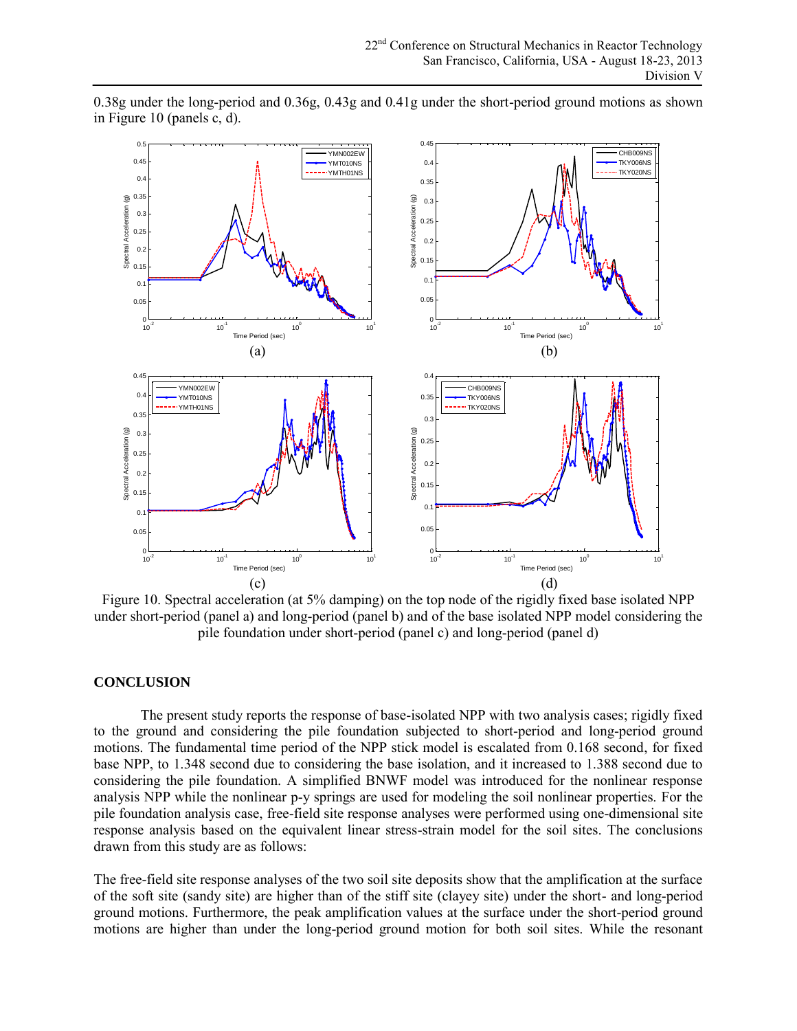0.38g under the long-period and 0.36g, 0.43g and 0.41g under the short-period ground motions as shown in Figure 10 (panels c, d).

Figure 10. Spectral acceleration (at 5% damping) on the top node of the rigidly fixed base isolated NPP under short-period (panel a) and long-period (panel b) and of the base isolated NPP model considering the pile foundation under short-period (panel c) and long-period (panel d)

## CONCLUSION

The present study reports the response of base-isolated NPP with two analysis cases; rigidly fixed to the ground and considering the pile foundation subjected to short-period and long-period ground motions. The fundamental time period of the NPP stick model is escalated from 0.168 second, for fixed base NPP, to 1.348 second due to considering the base isolation, and it increased to 1.388 second due to considering the pile foundation. A simplified BNWF model was introduced for the nonlinear response analysis NPP while the nonlinear p-y springs are used for modeling the soil nonlinear properties. For the pile foundation analysis case, free-field site response analyses were performed using one-dimensional site response analysis based on the equivalent linear stress-strain model for the soil sites. The conclusions drawn from this study are as follows:

The free-field site response analyses of the two soil site deposits show that the amplification at the surface of the soft site (sandy site) are higher than of the stiff site (clayey site) under the short- and long-period ground motions. Furthermore, the peak amplification values at the surface under the short-period ground motions are higher than under the long-period ground motion for both soil sites. While the resonant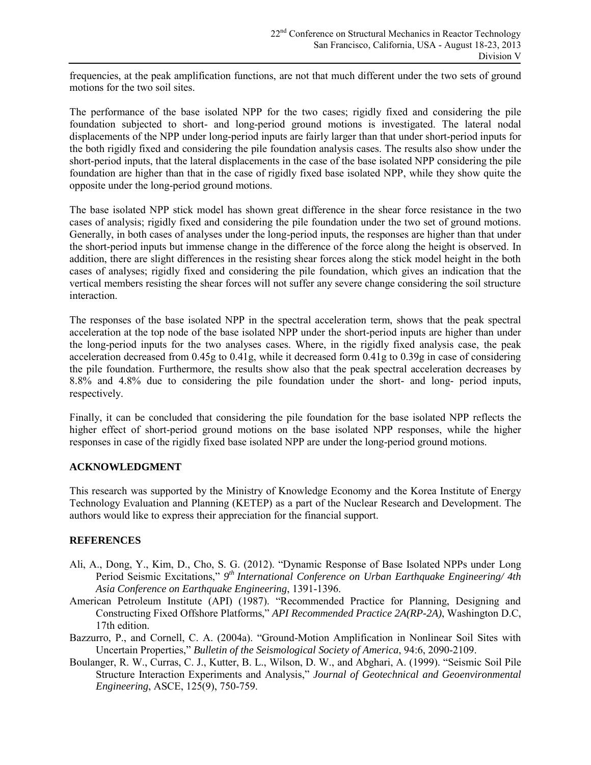frequencies, at the peak amplification functions, are not that much different under the two sets of ground motions for the two soil sites.

The performance of the base isolated NPP for the two cases; rigidly fixed and considering the pile foundation subjected to short- and long-period ground motions is investigated. The lateral nodal displacements of the NPP under long-period inputs are fairly larger than that under short-period inputs for the both rigidly fixed and considering the pile foundation analysis cases. The results also show under the short-period inputs, that the lateral displacements in the case of the base isolated NPP considering the pile foundation are higher than that in the case of rigidly fixed base isolated NPP, while they show quite the opposite under the long-period ground motions.

The base isolated NPP stick model has shown great difference in the shear force resistance in the two cases of analysis; rigidly fixed and considering the pile foundation under the two set of ground motions. Generally, in both cases of analyses under the long-period inputs, the responses are higher than that under the short-period inputs but immense change in the difference of the force along the height is observed. In addition, there are slight differences in the resisting shear forces along the stick model height in the both cases of analyses; rigidly fixed and considering the pile foundation, which gives an indication that the vertical members resisting the shear forces will not suffer any severe change considering the soil structure interaction.

The responses of the base isolated NPP in the spectral acceleration term, shows that the peak spectral acceleration at the top node of the base isolated NPP under the short-period inputs are higher than under the long-period inputs for the two analyses cases. Where, in the rigidly fixed analysis case, the peak acceleration decreased from 0.45g to 0.41g, while it decreased form 0.41g to 0.39g in case of considering the pile foundation. Furthermore, the results show also that the peak spectral acceleration decreases by 8.8% and 4.8% due to considering the pile foundation under the short- and long- period inputs, respectively.

Finally, it can be concluded that considering the pile foundation for the base isolated NPP reflects the higher effect of short-period ground motions on the base isolated NPP responses, while the higher responses in case of the rigidly fixed base isolated NPP are under the long-period ground motions.

## ACKNOWLEDGMENT

This research was supported by the Ministry of Knowledge Economy and the Korea Institute of Energy Technology Evaluation and Planning (KETEP) as a part of the Nuclear Research and Development. The authors would like to express their appreciation for the financial support.

## REFERENCES

Ali, A., Dong, Y., Kim, D., Cho, S. G. (2012). "Dynamic Response of Base Isolated NPPs under Long Period Seismic Excitations," *9th International Conference on Urban Earthquake Engineering/ 4th Asia Conference on Earthquake Engineering*, 1391-1396.

American Petroleum Institute (API) (1987). "Recommended Practice for Planning, Designing and Constructing Fixed Offshore Platforms," *API Recommended Practice 2A(RP-2A)*, Washington D.C, 17th edition.

Bazzurro, P., and Cornell, C. A. (2004a). "Ground-Motion Amplification in Nonlinear Soil Sites with Uncertain Properties," *Bulletin of the Seismological Society of America*, 94:6, 2090-2109.

Boulanger, R. W., Curras, C. J., Kutter, B. L., Wilson, D. W., and Abghari, A. (1999). "Seismic Soil Pile Structure Interaction Experiments and Analysis," *Journal of Geotechnical and Geoenvironmental Engineering*, ASCE, 125(9), 750-759.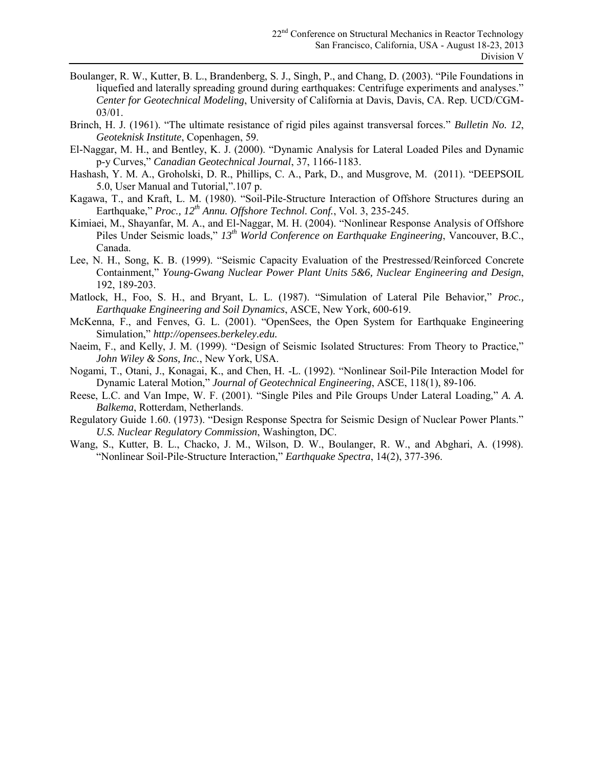Boulanger, R. W., Kutter, B. L., Brandenberg, S. J., Singh, P., and Chang, D. (2003). "Pile Foundations in liquefied and laterally spreading ground during earthquakes: Centrifuge experiments and analyses." *Center for Geotechnical Modeling*, University of California at Davis, Davis, CA. Rep. UCD/CGM-03/01.

Brinch, H. J. (1961). "The ultimate resistance of rigid piles against transversal forces." *Bulletin No. 12*, *Geoteknisk Institute*, Copenhagen, 59.

El-Naggar, M. H., and Bentley, K. J. (2000). "Dynamic Analysis for Lateral Loaded Piles and Dynamic p-y Curves," *Canadian Geotechnical Journal*, 37, 1166-1183.

Hashash, Y. M. A., Groholski, D. R., Phillips, C. A., Park, D., and Musgrove, M. (2011). "DEEPSOIL 5.0, User Manual and Tutorial,".107 p.

Kagawa, T., and Kraft, L. M. (1980). "Soil-Pile-Structure Interaction of Offshore Structures during an Earthquake," *Proc., 12th Annu. Offshore Technol. Conf.*, Vol. 3, 235-245.

Kimiaei, M., Shayanfar, M. A., and El-Naggar, M. H. (2004). "Nonlinear Response Analysis of Offshore Piles Under Seismic loads," *13th World Conference on Earthquake Engineering*, Vancouver, B.C., Canada.

Lee, N. H., Song, K. B. (1999). "Seismic Capacity Evaluation of the Prestressed/Reinforced Concrete Containment," *Young-Gwang Nuclear Power Plant Units 5&6, Nuclear Engineering and Design*, 192, 189-203.

Matlock, H., Foo, S. H., and Bryant, L. L. (1987). "Simulation of Lateral Pile Behavior," *Proc., Earthquake Engineering and Soil Dynamics*, ASCE, New York, 600-619.

McKenna, F., and Fenves, G. L. (2001). "OpenSees, the Open System for Earthquake Engineering Simulation," *http://opensees.berkeley.edu.*

Naeim, F., and Kelly, J. M. (1999). "Design of Seismic Isolated Structures: From Theory to Practice," *John Wiley & Sons, Inc.*, New York, USA.

Nogami, T., Otani, J., Konagai, K., and Chen, H. -L. (1992). "Nonlinear Soil-Pile Interaction Model for Dynamic Lateral Motion," *Journal of Geotechnical Engineering*, ASCE, 118(1), 89-106.

Reese, L.C. and Van Impe, W. F. (2001). "Single Piles and Pile Groups Under Lateral Loading," *A. A. Balkema*, Rotterdam, Netherlands.

Regulatory Guide 1.60. (1973). "Design Response Spectra for Seismic Design of Nuclear Power Plants." *U.S. Nuclear Regulatory Commission*, Washington, DC.

Wang, S., Kutter, B. L., Chacko, J. M., Wilson, D. W., Boulanger, R. W., and Abghari, A. (1998). "Nonlinear Soil-Pile-Structure Interaction," *Earthquake Spectra*, 14(2), 377-396.